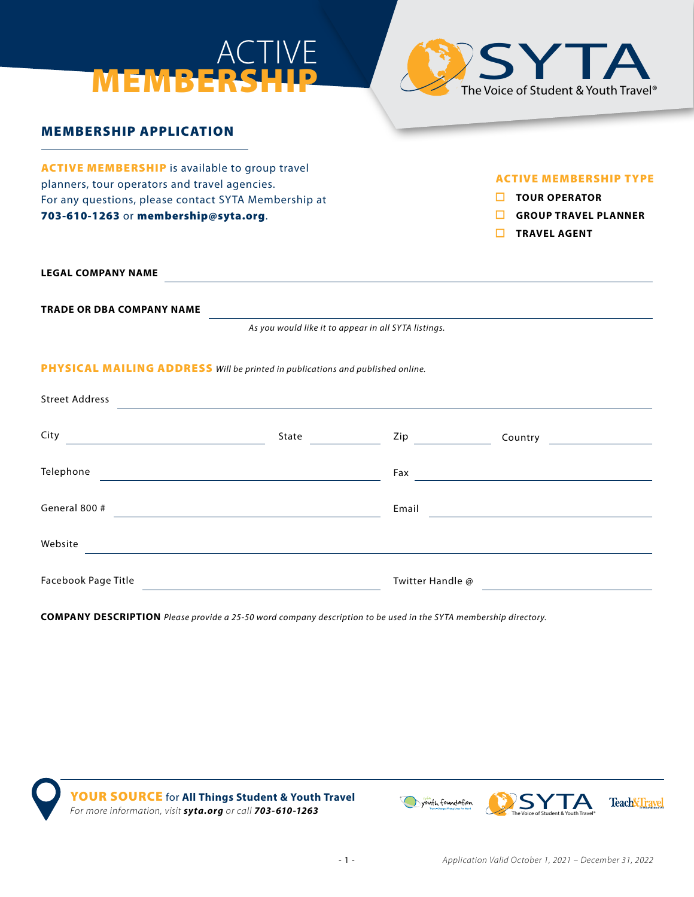# ACTIVE MEMBERSHIP

SYTA — The Voice of Student & Youth Travel®

## MEMBERSHIP APPLICATION

**ACTIVE MEMBERSHIP** is available to group travel planners, tour operators and travel agencies. For any questions, please contact SYTA Membership at **703-610-1263** or **membership@syta.org**.

**ACTIVE MEMBERSHIP TYPE**

- ☐ **TOUR OPERATOR**
- ☐ **GROUP TRAVEL PLANNER**
- ☐ **TRAVEL AGENT**

**LEGAL COMPANY NAME** \_\_\_\_\_\_\_\_\_\_\_\_\_\_\_\_\_\_\_\_\_\_\_\_\_\_\_\_\_\_

**TRADE OR DBA COMPANY NAME** \_\_\_\_\_\_\_\_\_\_\_\_\_\_\_\_\_\_\_\_\_\_\_\_\_\_\_\_\_\_

*As you would like it to appear in all SYTA listings.*

**PHYSICAL MAILING ADDRESS** *Will be printed in publications and published online.*

Street Address \_\_\_\_\_\_\_\_\_\_\_\_\_\_\_\_\_\_\_\_\_\_\_\_\_\_\_\_\_\_

City \_\_\_\_\_\_\_\_\_\_\_\_ State \_\_\_\_\_\_ Zip \_\_\_\_\_\_ Country \_\_\_\_\_\_

Telephone \_\_\_\_\_\_\_\_\_\_\_\_\_\_ Fax \_\_\_\_\_\_\_\_\_\_\_\_\_\_

General 800 # \_\_\_\_\_\_\_\_\_\_\_\_\_\_ Email \_\_\_\_\_\_\_\_\_\_\_\_\_\_

Website \_\_\_\_\_\_\_\_\_\_\_\_\_\_\_\_\_\_\_\_\_\_\_\_\_\_\_\_\_\_

Facebook Page Title \_\_\_\_\_\_\_\_\_\_\_\_\_\_ Twitter Handle @ \_\_\_\_\_\_\_\_\_\_\_\_\_\_

**COMPANY DESCRIPTION** *Please provide a 25-50 word company description to be used in the SYTA membership directory.*

**YOUR SOURCE** for **All Things Student & Youth Travel**
*For more information, visit* ***syta.org*** *or call* ***703-610-1263***

*Application Valid October 1, 2021 – December 31, 2022*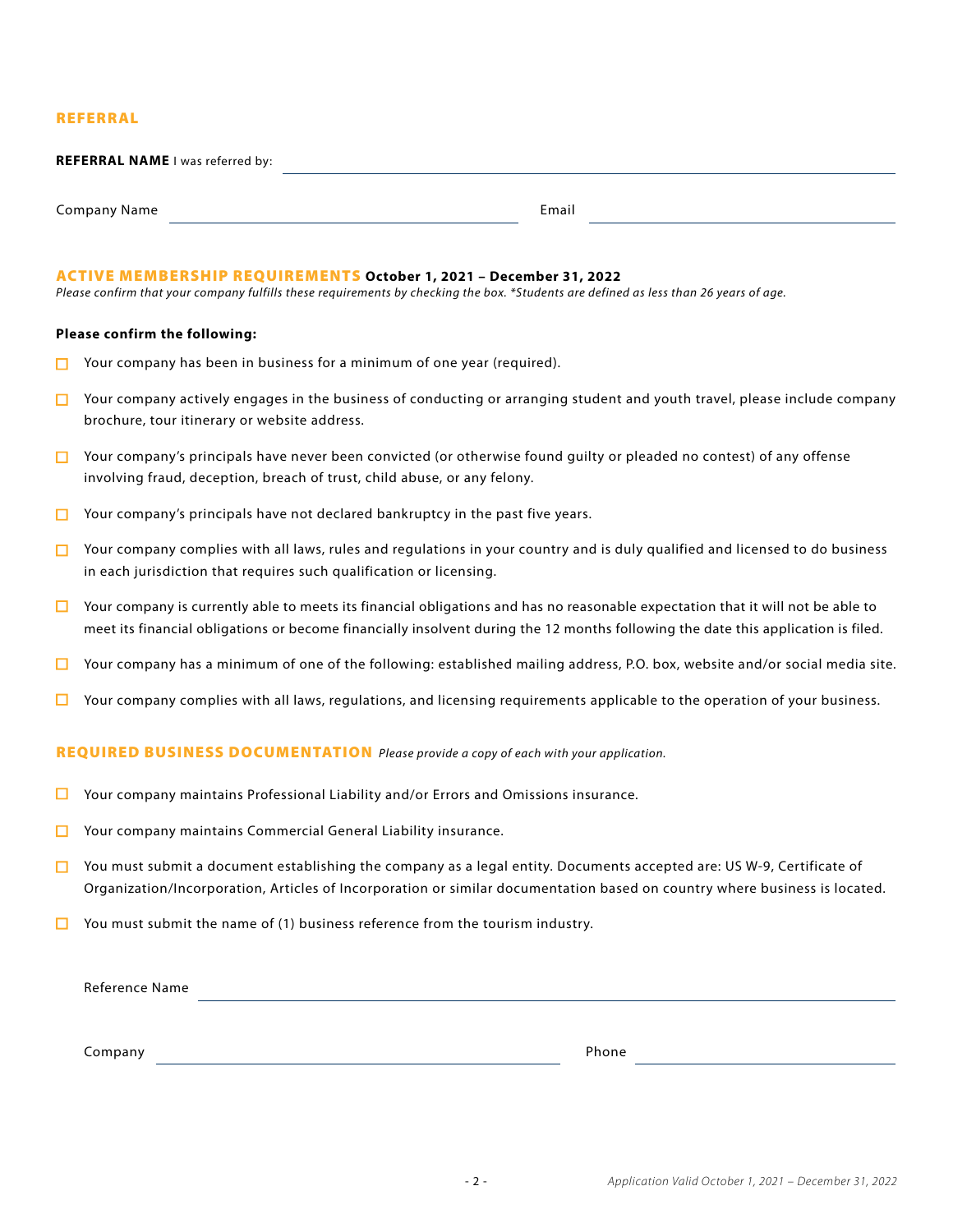## REFERRAL

**REFERRAL NAME** I was referred by: \_\_\_\_\_\_\_\_\_\_\_\_\_\_\_\_\_\_\_\_

Company Name \_\_\_\_\_\_\_\_\_\_\_\_\_\_\_\_\_\_\_\_ Email \_\_\_\_\_\_\_\_\_\_\_\_\_\_\_\_\_\_\_\_

## ACTIVE MEMBERSHIP REQUIREMENTS **October 1, 2021 – December 31, 2022**

*Please confirm that your company fulfills these requirements by checking the box. *Students are defined as less than 26 years of age.*

**Please confirm the following:**

- ☐ Your company has been in business for a minimum of one year (required).
- ☐ Your company actively engages in the business of conducting or arranging student and youth travel, please include company brochure, tour itinerary or website address.
- ☐ Your company's principals have never been convicted (or otherwise found guilty or pleaded no contest) of any offense involving fraud, deception, breach of trust, child abuse, or any felony.
- ☐ Your company's principals have not declared bankruptcy in the past five years.
- ☐ Your company complies with all laws, rules and regulations in your country and is duly qualified and licensed to do business in each jurisdiction that requires such qualification or licensing.
- ☐ Your company is currently able to meets its financial obligations and has no reasonable expectation that it will not be able to meet its financial obligations or become financially insolvent during the 12 months following the date this application is filed.
- ☐ Your company has a minimum of one of the following: established mailing address, P.O. box, website and/or social media site.
- ☐ Your company complies with all laws, regulations, and licensing requirements applicable to the operation of your business.

## REQUIRED BUSINESS DOCUMENTATION *Please provide a copy of each with your application.*

- ☐ Your company maintains Professional Liability and/or Errors and Omissions insurance.
- ☐ Your company maintains Commercial General Liability insurance.
- ☐ You must submit a document establishing the company as a legal entity. Documents accepted are: US W-9, Certificate of Organization/Incorporation, Articles of Incorporation or similar documentation based on country where business is located.
- ☐ You must submit the name of (1) business reference from the tourism industry.

Reference Name \_\_\_\_\_\_\_\_\_\_\_\_\_\_\_\_\_\_\_\_

Company \_\_\_\_\_\_\_\_\_\_\_\_\_\_\_\_\_\_\_\_ Phone \_\_\_\_\_\_\_\_\_\_\_\_\_\_\_\_\_\_\_\_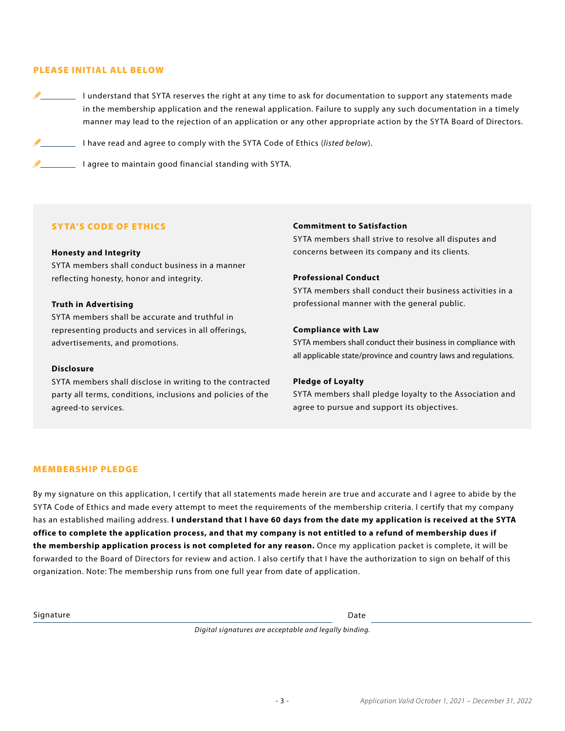## PLEASE INITIAL ALL BELOW

________ I understand that SYTA reserves the right at any time to ask for documentation to support any statements made in the membership application and the renewal application. Failure to supply any such documentation in a timely manner may lead to the rejection of an application or any other appropriate action by the SYTA Board of Directors.

________ I have read and agree to comply with the SYTA Code of Ethics (*listed below*).

________ I agree to maintain good financial standing with SYTA.

## SYTA'S CODE OF ETHICS

**Honesty and Integrity**
SYTA members shall conduct business in a manner reflecting honesty, honor and integrity.

**Truth in Advertising**
SYTA members shall be accurate and truthful in representing products and services in all offerings, advertisements, and promotions.

**Disclosure**
SYTA members shall disclose in writing to the contracted party all terms, conditions, inclusions and policies of the agreed-to services.

**Commitment to Satisfaction**
SYTA members shall strive to resolve all disputes and concerns between its company and its clients.

**Professional Conduct**
SYTA members shall conduct their business activities in a professional manner with the general public.

**Compliance with Law**
SYTA members shall conduct their business in compliance with all applicable state/province and country laws and regulations.

**Pledge of Loyalty**
SYTA members shall pledge loyalty to the Association and agree to pursue and support its objectives.

## MEMBERSHIP PLEDGE

By my signature on this application, I certify that all statements made herein are true and accurate and I agree to abide by the SYTA Code of Ethics and made every attempt to meet the requirements of the membership criteria. I certify that my company has an established mailing address. **I understand that I have 60 days from the date my application is received at the SYTA office to complete the application process, and that my company is not entitled to a refund of membership dues if the membership application process is not completed for any reason.** Once my application packet is complete, it will be forwarded to the Board of Directors for review and action. I also certify that I have the authorization to sign on behalf of this organization. Note: The membership runs from one full year from date of application.

Signature ______________________________ Date ______________________

*Digital signatures are acceptable and legally binding.*

*Application Valid October 1, 2021 – December 31, 2022*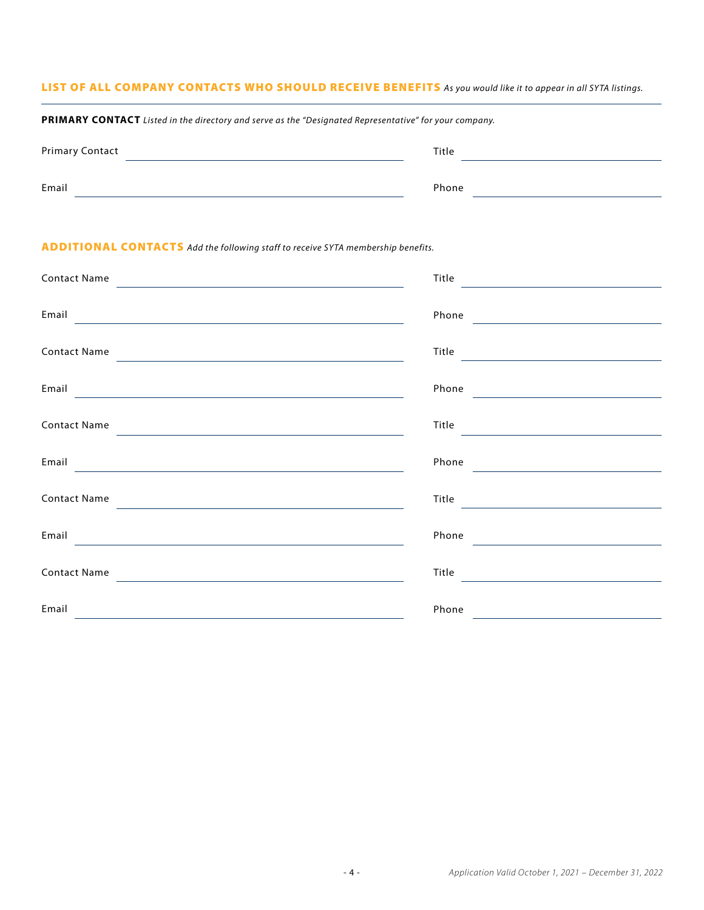## LIST OF ALL COMPANY CONTACTS WHO SHOULD RECEIVE BENEFITS *As you would like it to appear in all SYTA listings.*

**PRIMARY CONTACT** *Listed in the directory and serve as the "Designated Representative" for your company.*

Primary Contact ______________________ Title ______________________

Email ______________________ Phone ______________________

## ADDITIONAL CONTACTS *Add the following staff to receive SYTA membership benefits.*

Contact Name ______________________ Title ______________________

Email ______________________ Phone ______________________

Contact Name ______________________ Title ______________________

Email ______________________ Phone ______________________

Contact Name ______________________ Title ______________________

Email ______________________ Phone ______________________

Contact Name ______________________ Title ______________________

Email ______________________ Phone ______________________

Contact Name ______________________ Title ______________________

Email ______________________ Phone ______________________

*Application Valid October 1, 2021 – December 31, 2022*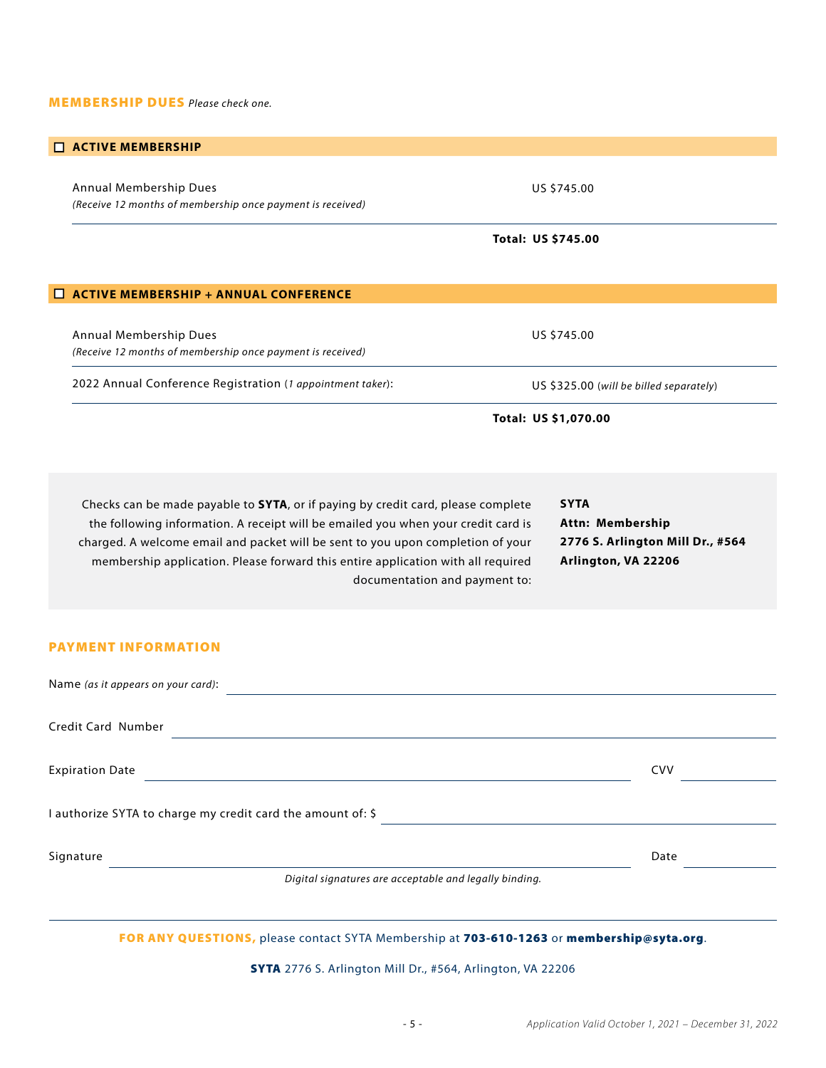## MEMBERSHIP DUES *Please check one.*

### ☐ ACTIVE MEMBERSHIP

| | |
|---|---|
| Annual Membership Dues<br>*(Receive 12 months of membership once payment is received)* | US $745.00 |
| | **Total: US $745.00** |

### ☐ ACTIVE MEMBERSHIP + ANNUAL CONFERENCE

| | |
|---|---|
| Annual Membership Dues<br>*(Receive 12 months of membership once payment is received)* | US $745.00 |
| 2022 Annual Conference Registration (*1 appointment taker*): | US $325.00 (*will be billed separately*) |
| | **Total: US $1,070.00** |

Checks can be made payable to **SYTA**, or if paying by credit card, please complete the following information. A receipt will be emailed you when your credit card is charged. A welcome email and packet will be sent to you upon completion of your membership application. Please forward this entire application with all required documentation and payment to:

**SYTA**
**Attn: Membership**
**2776 S. Arlington Mill Dr., #564**
**Arlington, VA 22206**

## PAYMENT INFORMATION

Name *(as it appears on your card)*: ______________________________

Credit Card Number ______________________________

Expiration Date ______________________________ CVV __________

I authorize SYTA to charge my credit card the amount of: $ ______________________________

Signature ______________________________ Date __________

*Digital signatures are acceptable and legally binding.*

**FOR ANY QUESTIONS,** please contact SYTA Membership at **703-610-1263** or **membership@syta.org**.

**SYTA** 2776 S. Arlington Mill Dr., #564, Arlington, VA 22206

*Application Valid October 1, 2021 – December 31, 2022*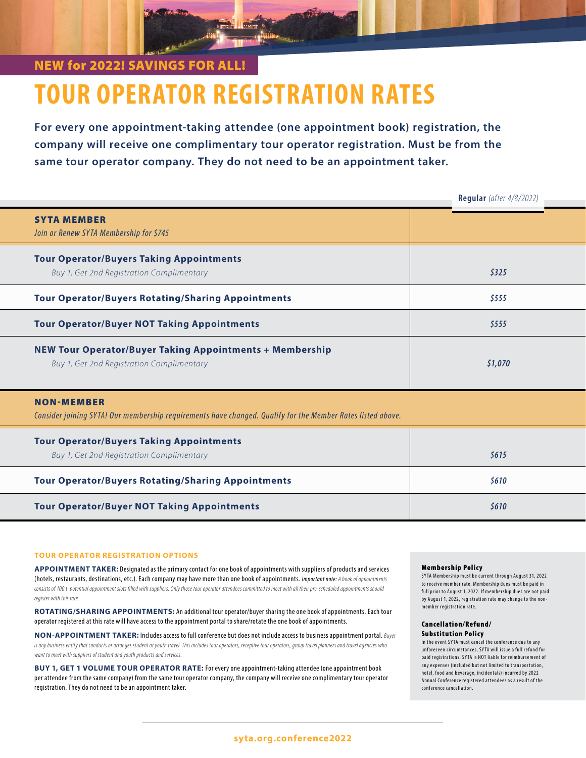NEW for 2022! SAVINGS FOR ALL!

# TOUR OPERATOR REGISTRATION RATES

**For every one appointment-taking attendee (one appointment book) registration, the company will receive one complimentary tour operator registration. Must be from the same tour operator company. They do not need to be an appointment taker.**

| | **Regular** *(after 4/8/2022)* |
|---|---|
| **SYTA MEMBER** *Join or Renew SYTA Membership for $745* | |
| **Tour Operator/Buyers Taking Appointments** *Buy 1, Get 2nd Registration Complimentary* | *$325* |
| **Tour Operator/Buyers Rotating/Sharing Appointments** | *$555* |
| **Tour Operator/Buyer NOT Taking Appointments** | *$555* |
| **NEW Tour Operator/Buyer Taking Appointments + Membership** *Buy 1, Get 2nd Registration Complimentary* | *$1,070* |
| **NON-MEMBER** *Consider joining SYTA! Our membership requirements have changed. Qualify for the Member Rates listed above.* | |
| **Tour Operator/Buyers Taking Appointments** *Buy 1, Get 2nd Registration Complimentary* | *$615* |
| **Tour Operator/Buyers Rotating/Sharing Appointments** | *$610* |
| **Tour Operator/Buyer NOT Taking Appointments** | *$610* |

### TOUR OPERATOR REGISTRATION OPTIONS

**APPOINTMENT TAKER:** Designated as the primary contact for one book of appointments with suppliers of products and services (hotels, restaurants, destinations, etc.). Each company may have more than one book of appointments. *Important note: A book of appointments consists of 100+ potential appointment slots filled with suppliers. Only those tour operator attendees committed to meet with all their pre-scheduled appointments should register with this rate.*

**ROTATING/SHARING APPOINTMENTS:** An additional tour operator/buyer sharing the one book of appointments. Each tour operator registered at this rate will have access to the appointment portal to share/rotate the one book of appointments.

**NON-APPOINTMENT TAKER:** Includes access to full conference but does not include access to business appointment portal. *Buyer is any business entity that conducts or arranges student or youth travel. This includes tour operators, receptive tour operators, group travel planners and travel agencies who want to meet with suppliers of student and youth products and services.*

**BUY 1, GET 1 VOLUME TOUR OPERATOR RATE:** For every one appointment-taking attendee (one appointment book per attendee from the same company) from the same tour operator company, the company will receive one complimentary tour operator registration. They do not need to be an appointment taker.

#### Membership Policy

SYTA Membership must be current through August 31, 2022 to receive member rate. Membership dues must be paid in full prior to August 1, 2022. If membership dues are not paid by August 1, 2022, registration rate may change to the non-member registration rate.

#### Cancellation/Refund/Substitution Policy

In the event SYTA must cancel the conference due to any unforeseen circumstances, SYTA will issue a full refund for paid registrations. SYTA is NOT liable for reimbursement of any expenses (included but not limited to transportation, hotel, food and beverage, incidentals) incurred by 2022 Annual Conference registered attendees as a result of the conference cancellation.

syta.org.conference2022